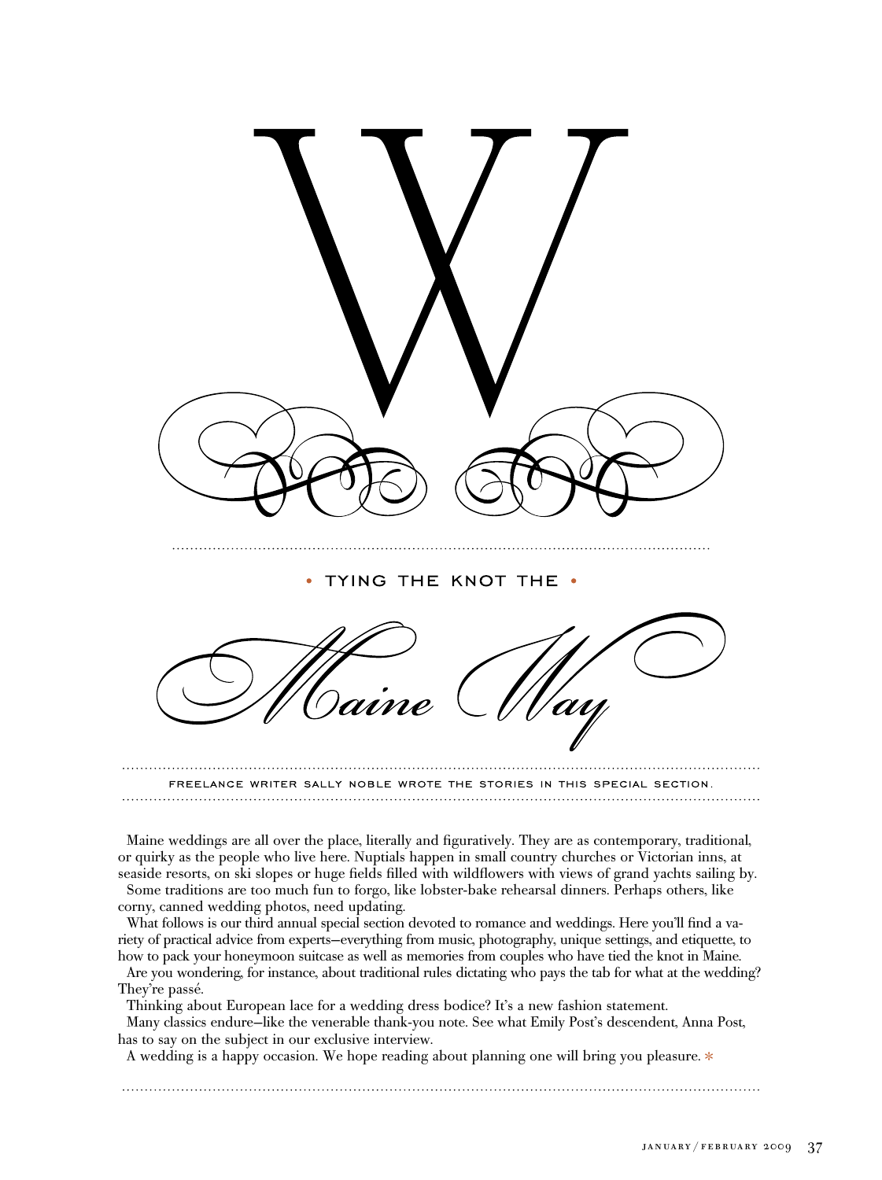# W

**• TYING THE KNOT THE •**

# Maine Way

FREELANCE WRITER SALLY NOBLE WROTE THE STORIES IN THIS SPECIAL SECTION.

Maine weddings are all over the place, literally and figuratively. They are as contemporary, traditional, or quirky as the people who live here. Nuptials happen in small country churches or Victorian inns, at seaside resorts, on ski slopes or huge fields filled with wildflowers with views of grand yachts sailing by.

Some traditions are too much fun to forgo, like lobster-bake rehearsal dinners. Perhaps others, like corny, canned wedding photos, need updating.

What follows is our third annual special section devoted to romance and weddings. Here you'll find a variety of practical advice from experts—everything from music, photography, unique settings, and etiquette, to how to pack your honeymoon suitcase as well as memories from couples who have tied the knot in Maine.

Are you wondering, for instance, about traditional rules dictating who pays the tab for what at the wedding? They're passé.

Thinking about European lace for a wedding dress bodice? It's a new fashion statement.

Many classics endure—like the venerable thank-you note. See what Emily Post's descendent, Anna Post, has to say on the subject in our exclusive interview.

A wedding is a happy occasion. We hope reading about planning one will bring you pleasure. *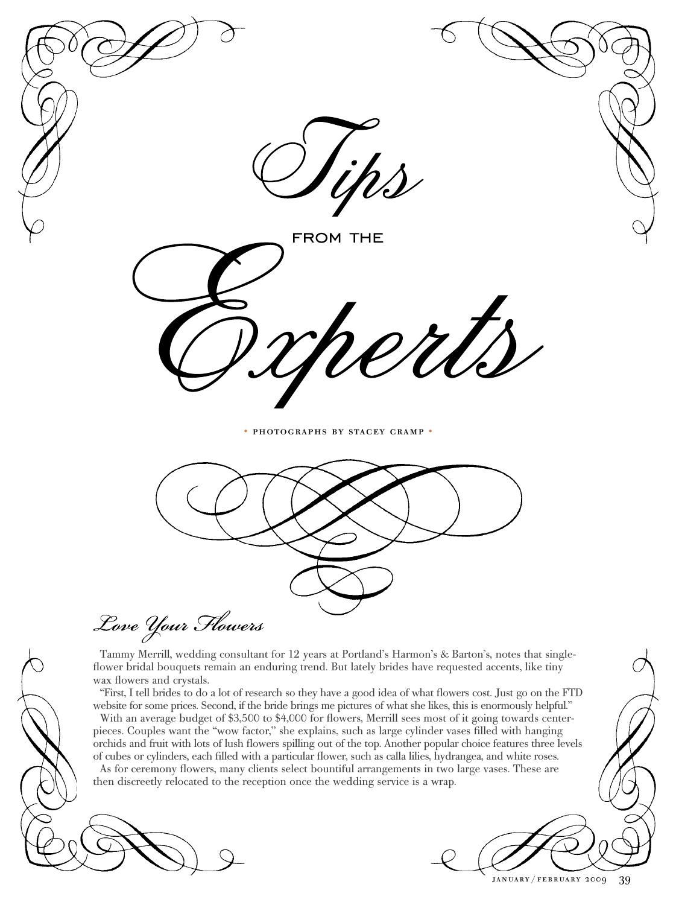# Tips from the Experts

• PHOTOGRAPHS BY STACEY CRAMP •

## *Love Your Flowers*

Tammy Merrill, wedding consultant for 12 years at Portland's Harmon's & Barton's, notes that single-flower bridal bouquets remain an enduring trend. But lately brides have requested accents, like tiny wax flowers and crystals.

"First, I tell brides to do a lot of research so they have a good idea of what flowers cost. Just go on the FTD website for some prices. Second, if the bride brings me pictures of what she likes, this is enormously helpful."

With an average budget of $3,500 to $4,000 for flowers, Merrill sees most of it going towards centerpieces. Couples want the "wow factor," she explains, such as large cylinder vases filled with hanging orchids and fruit with lots of lush flowers spilling out of the top. Another popular choice features three levels of cubes or cylinders, each filled with a particular flower, such as calla lilies, hydrangea, and white roses.

As for ceremony flowers, many clients select bountiful arrangements in two large vases. These are then discreetly relocated to the reception once the wedding service is a wrap.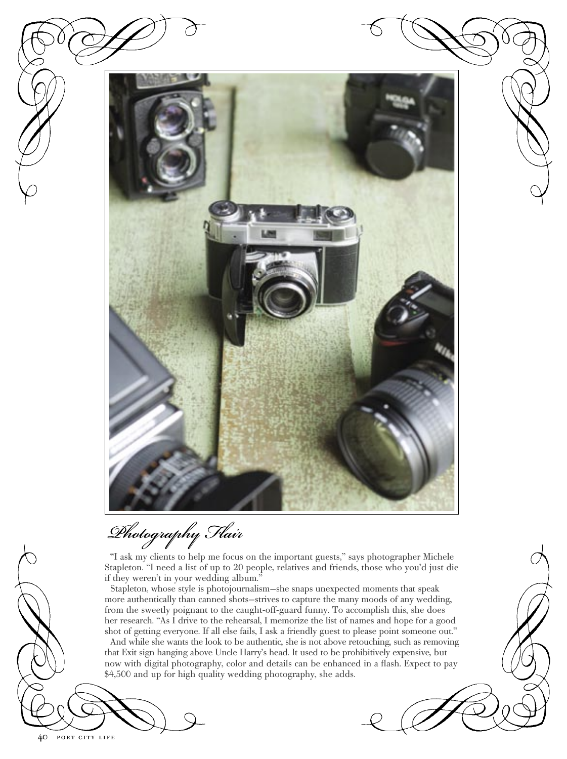## *Photography Flair*

"I ask my clients to help me focus on the important guests," says photographer Michele Stapleton. "I need a list of up to 20 people, relatives and friends, those who you'd just die if they weren't in your wedding album."

Stapleton, whose style is photojournalism—she snaps unexpected moments that speak more authentically than canned shots—strives to capture the many moods of any wedding, from the sweetly poignant to the caught-off-guard funny. To accomplish this, she does her research. "As I drive to the rehearsal, I memorize the list of names and hope for a good shot of getting everyone. If all else fails, I ask a friendly guest to please point someone out."

And while she wants the look to be authentic, she is not above retouching, such as removing that Exit sign hanging above Uncle Harry's head. It used to be prohibitively expensive, but now with digital photography, color and details can be enhanced in a flash. Expect to pay $4,500 and up for high quality wedding photography, she adds.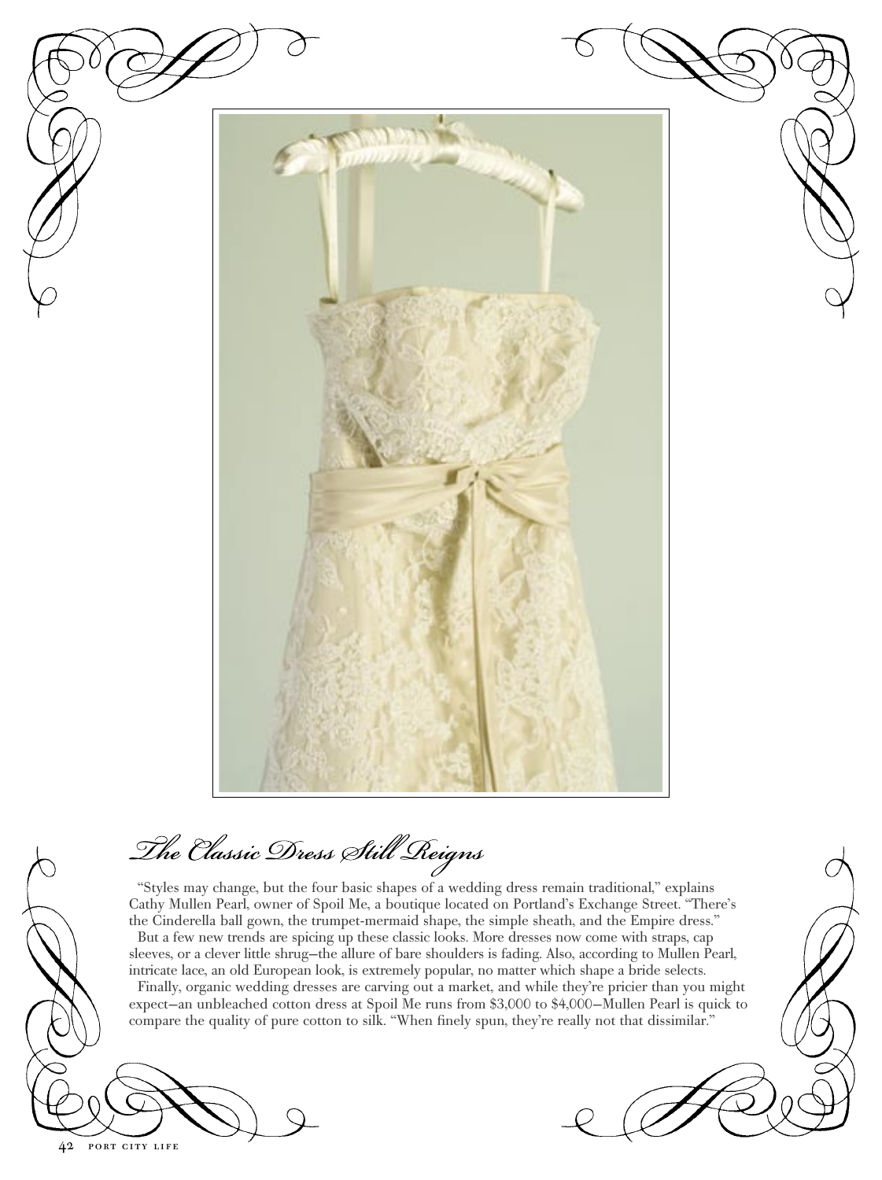## *The Classic Dress Still Reigns*

"Styles may change, but the four basic shapes of a wedding dress remain traditional," explains Cathy Mullen Pearl, owner of Spoil Me, a boutique located on Portland's Exchange Street. "There's the Cinderella ball gown, the trumpet-mermaid shape, the simple sheath, and the Empire dress."

But a few new trends are spicing up these classic looks. More dresses now come with straps, cap sleeves, or a clever little shrug—the allure of bare shoulders is fading. Also, according to Mullen Pearl, intricate lace, an old European look, is extremely popular, no matter which shape a bride selects.

Finally, organic wedding dresses are carving out a market, and while they're pricier than you might expect—an unbleached cotton dress at Spoil Me runs from $3,000 to $4,000—Mullen Pearl is quick to compare the quality of pure cotton to silk. "When finely spun, they're really not that dissimilar."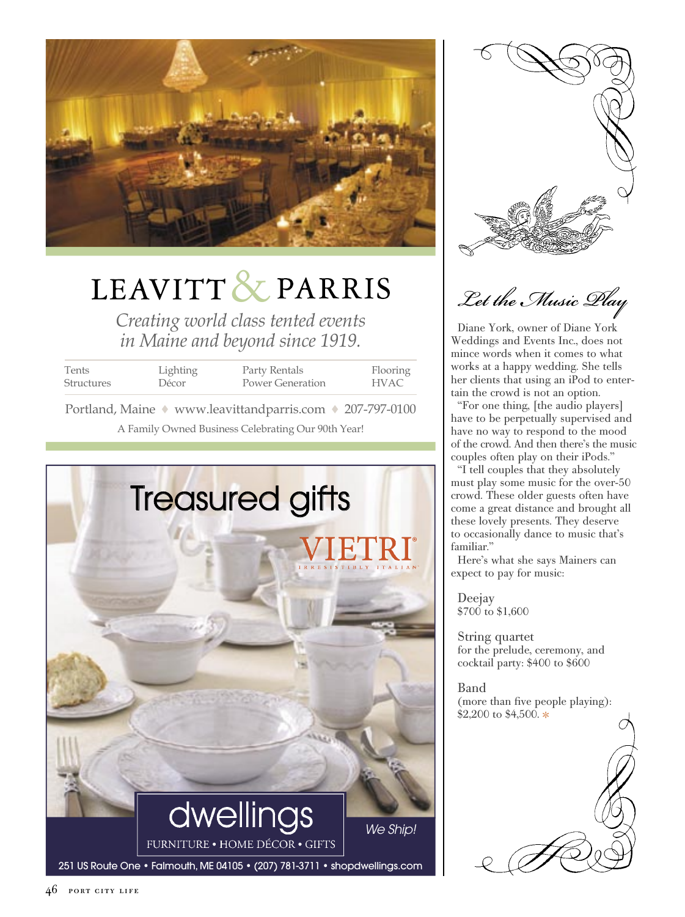# LEAVITT & PARRIS

*Creating world class tented events in Maine and beyond since 1919.*

| Tents | Lighting | Party Rentals | Flooring |
|---|---|---|---|
| Structures | Décor | Power Generation | HVAC |

Portland, Maine ♦ www.leavittandparris.com ♦ 207-797-0100

A Family Owned Business Celebrating Our 90th Year!

Treasured gifts

VIETRI® IRRESISTIBLY ITALIAN

dwellings

FURNITURE • HOME DÉCOR • GIFTS

*We Ship!*

251 US Route One • Falmouth, ME 04105 • (207) 781-3711 • shopdwellings.com

## *Let the Music Play*

Diane York, owner of Diane York Weddings and Events Inc., does not mince words when it comes to what works at a happy wedding. She tells her clients that using an iPod to entertain the crowd is not an option.

"For one thing, [the audio players] have to be perpetually supervised and have no way to respond to the mood of the crowd. And then there's the music couples often play on their iPods."

"I tell couples that they absolutely must play some music for the over-50 crowd. These older guests often have come a great distance and brought all these lovely presents. They deserve to occasionally dance to music that's familiar."

Here's what she says Mainers can expect to pay for music:

Deejay
$700 to $1,600

String quartet
for the prelude, ceremony, and cocktail party: $400 to $600

Band
(more than five people playing): $2,200 to $4,500. *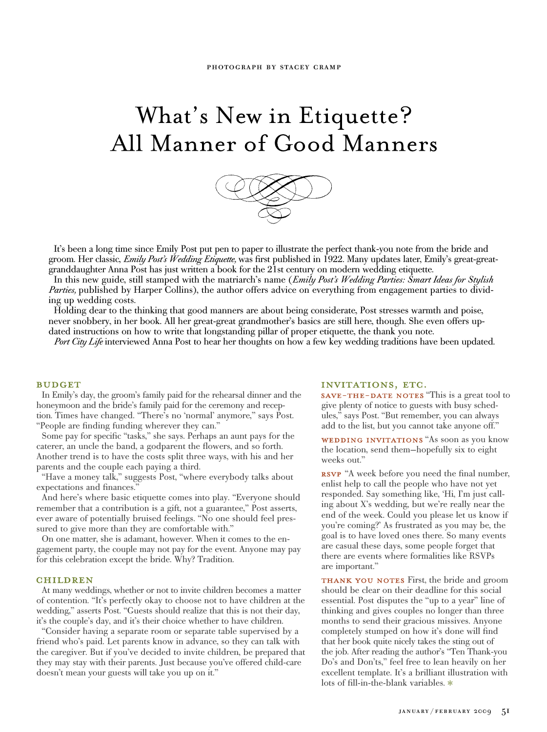PHOTOGRAPH BY STACEY CRAMP

# What's New in Etiquette? All Manner of Good Manners

It's been a long time since Emily Post put pen to paper to illustrate the perfect thank-you note from the bride and groom. Her classic, *Emily Post's Wedding Etiquette,* was first published in 1922. Many updates later, Emily's great-great-granddaughter Anna Post has just written a book for the 21st century on modern wedding etiquette.

In this new guide, still stamped with the matriarch's name (*Emily Post's Wedding Parties: Smart Ideas for Stylish Parties,* published by Harper Collins), the author offers advice on everything from engagement parties to dividing up wedding costs.

Holding dear to the thinking that good manners are about being considerate, Post stresses warmth and poise, never snobbery, in her book. All her great-great grandmother's basics are still here, though. She even offers updated instructions on how to write that longstanding pillar of proper etiquette, the thank you note.

*Port City Life* interviewed Anna Post to hear her thoughts on how a few key wedding traditions have been updated.

## BUDGET

In Emily's day, the groom's family paid for the rehearsal dinner and the honeymoon and the bride's family paid for the ceremony and reception. Times have changed. "There's no 'normal' anymore," says Post. "People are finding funding wherever they can."

Some pay for specific "tasks," she says. Perhaps an aunt pays for the caterer, an uncle the band, a godparent the flowers, and so forth. Another trend is to have the costs split three ways, with his and her parents and the couple each paying a third.

"Have a money talk," suggests Post, "where everybody talks about expectations and finances."

And here's where basic etiquette comes into play. "Everyone should remember that a contribution is a gift, not a guarantee," Post asserts, ever aware of potentially bruised feelings. "No one should feel pressured to give more than they are comfortable with."

On one matter, she is adamant, however. When it comes to the engagement party, the couple may not pay for the event. Anyone may pay for this celebration except the bride. Why? Tradition.

## CHILDREN

At many weddings, whether or not to invite children becomes a matter of contention. "It's perfectly okay to choose not to have children at the wedding," asserts Post. "Guests should realize that this is not their day, it's the couple's day, and it's their choice whether to have children.

"Consider having a separate room or separate table supervised by a friend who's paid. Let parents know in advance, so they can talk with the caregiver. But if you've decided to invite children, be prepared that they may stay with their parents. Just because you've offered child-care doesn't mean your guests will take you up on it."

## INVITATIONS, ETC.

**SAVE-THE-DATE NOTES** "This is a great tool to give plenty of notice to guests with busy schedules," says Post. "But remember, you can always add to the list, but you cannot take anyone off."

**WEDDING INVITATIONS** "As soon as you know the location, send them—hopefully six to eight weeks out."

**RSVP** "A week before you need the final number, enlist help to call the people who have not yet responded. Say something like, 'Hi, I'm just calling about X's wedding, but we're really near the end of the week. Could you please let us know if you're coming?' As frustrated as you may be, the goal is to have loved ones there. So many events are casual these days, some people forget that there are events where formalities like RSVPs are important."

**THANK YOU NOTES** First, the bride and groom should be clear on their deadline for this social essential. Post disputes the "up to a year" line of thinking and gives couples no longer than three months to send their gracious missives. Anyone completely stumped on how it's done will find that her book quite nicely takes the sting out of the job. After reading the author's "Ten Thank-you Do's and Don'ts," feel free to lean heavily on her excellent template. It's a brilliant illustration with lots of fill-in-the-blank variables. *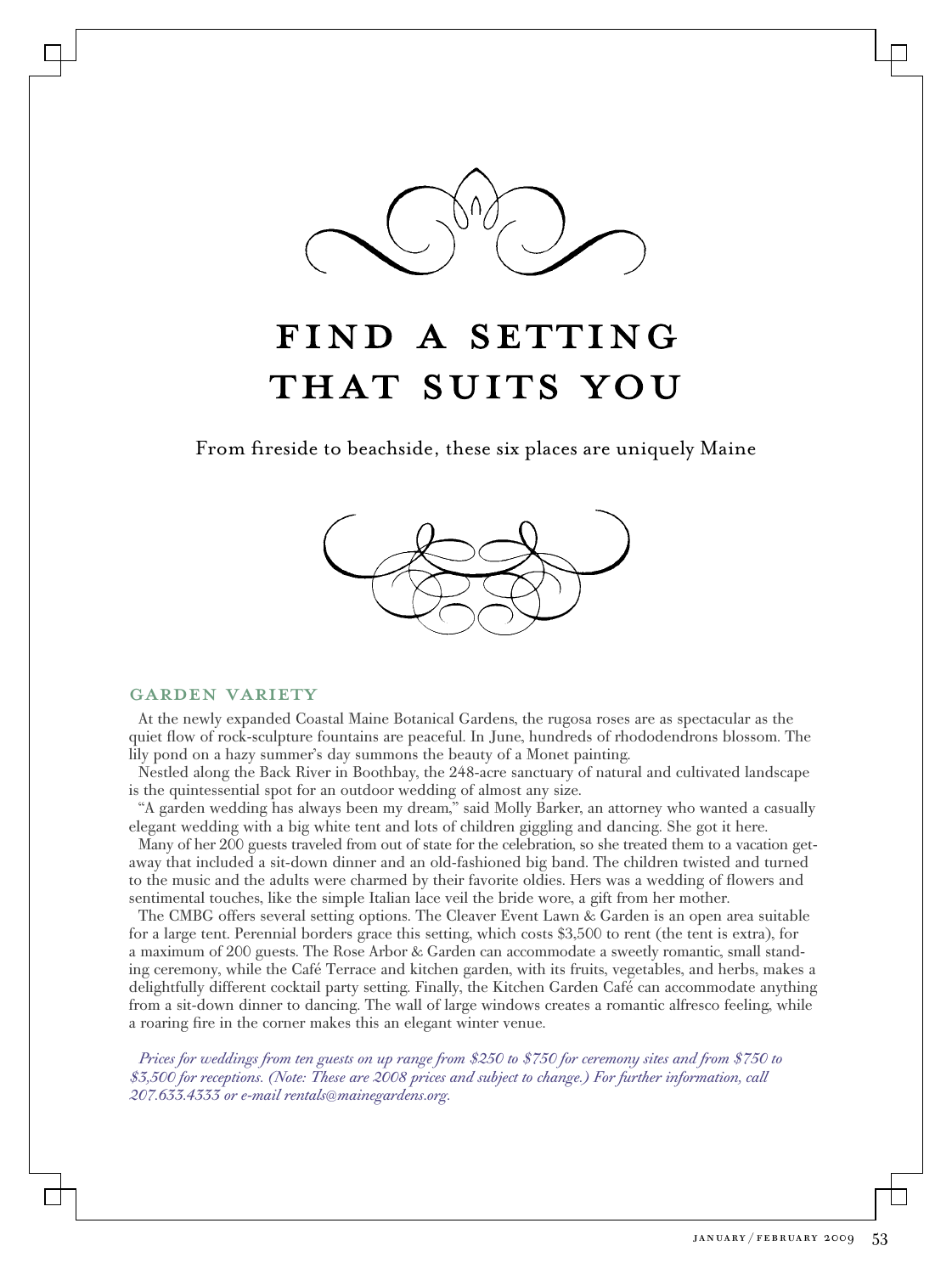# FIND A SETTING THAT SUITS YOU

From fireside to beachside, these six places are uniquely Maine

## GARDEN VARIETY

At the newly expanded Coastal Maine Botanical Gardens, the rugosa roses are as spectacular as the quiet flow of rock-sculpture fountains are peaceful. In June, hundreds of rhododendrons blossom. The lily pond on a hazy summer's day summons the beauty of a Monet painting.

Nestled along the Back River in Boothbay, the 248-acre sanctuary of natural and cultivated landscape is the quintessential spot for an outdoor wedding of almost any size.

"A garden wedding has always been my dream," said Molly Barker, an attorney who wanted a casually elegant wedding with a big white tent and lots of children giggling and dancing. She got it here.

Many of her 200 guests traveled from out of state for the celebration, so she treated them to a vacation get-away that included a sit-down dinner and an old-fashioned big band. The children twisted and turned to the music and the adults were charmed by their favorite oldies. Hers was a wedding of flowers and sentimental touches, like the simple Italian lace veil the bride wore, a gift from her mother.

The CMBG offers several setting options. The Cleaver Event Lawn & Garden is an open area suitable for a large tent. Perennial borders grace this setting, which costs $3,500 to rent (the tent is extra), for a maximum of 200 guests. The Rose Arbor & Garden can accommodate a sweetly romantic, small standing ceremony, while the Café Terrace and kitchen garden, with its fruits, vegetables, and herbs, makes a delightfully different cocktail party setting. Finally, the Kitchen Garden Café can accommodate anything from a sit-down dinner to dancing. The wall of large windows creates a romantic alfresco feeling, while a roaring fire in the corner makes this an elegant winter venue.

*Prices for weddings from ten guests on up range from $250 to $750 for ceremony sites and from $750 to $3,500 for receptions. (Note: These are 2008 prices and subject to change.) For further information, call 207.633.4333 or e-mail rentals@mainegardens.org.*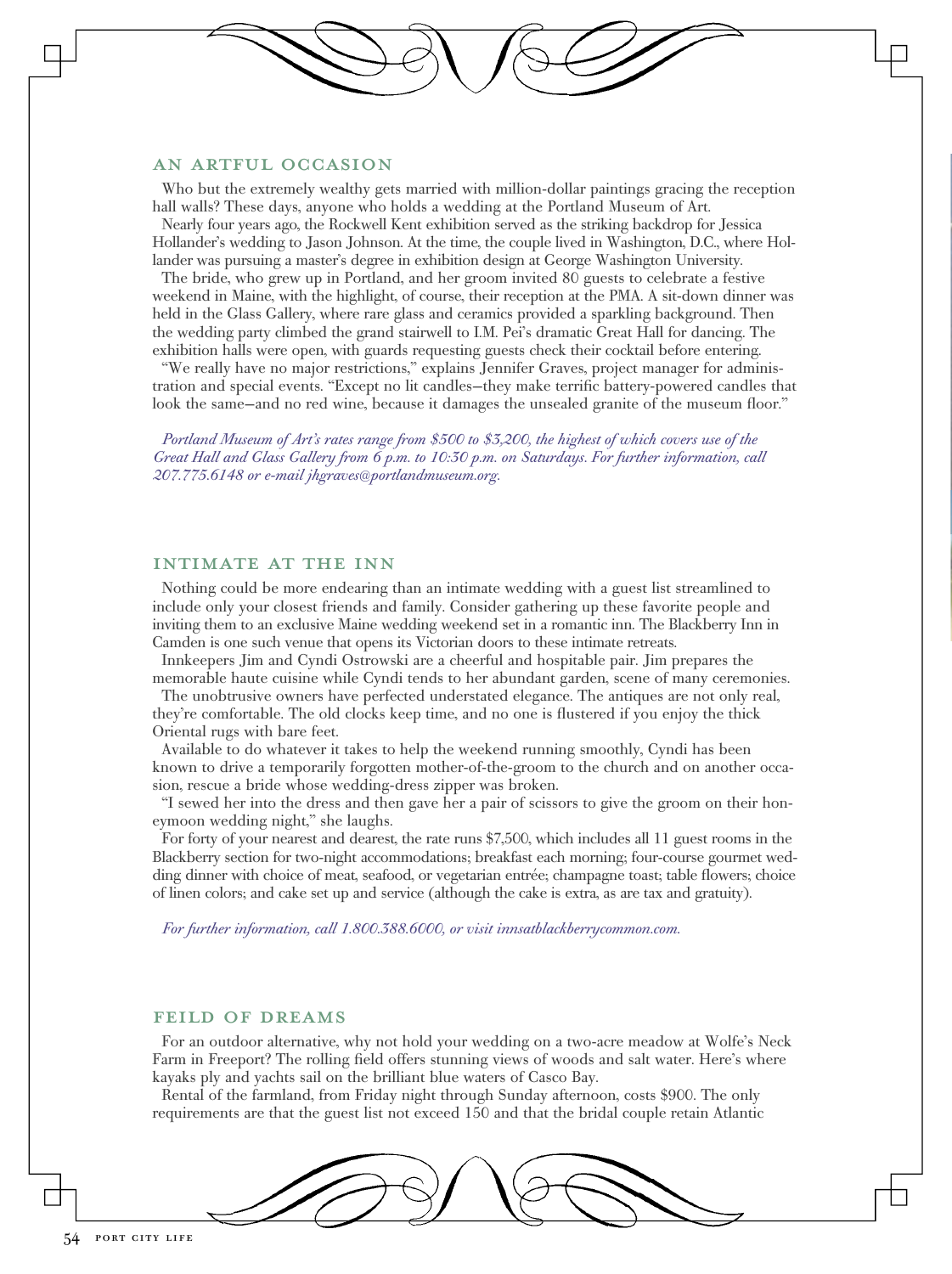## AN ARTFUL OCCASION

Who but the extremely wealthy gets married with million-dollar paintings gracing the reception hall walls? These days, anyone who holds a wedding at the Portland Museum of Art.

Nearly four years ago, the Rockwell Kent exhibition served as the striking backdrop for Jessica Hollander's wedding to Jason Johnson. At the time, the couple lived in Washington, D.C., where Hollander was pursuing a master's degree in exhibition design at George Washington University.

The bride, who grew up in Portland, and her groom invited 80 guests to celebrate a festive weekend in Maine, with the highlight, of course, their reception at the PMA. A sit-down dinner was held in the Glass Gallery, where rare glass and ceramics provided a sparkling background. Then the wedding party climbed the grand stairwell to I.M. Pei's dramatic Great Hall for dancing. The exhibition halls were open, with guards requesting guests check their cocktail before entering.

"We really have no major restrictions," explains Jennifer Graves, project manager for administration and special events. "Except no lit candles—they make terrific battery-powered candles that look the same—and no red wine, because it damages the unsealed granite of the museum floor."

*Portland Museum of Art's rates range from $500 to $3,200, the highest of which covers use of the Great Hall and Glass Gallery from 6 p.m. to 10:30 p.m. on Saturdays. For further information, call 207.775.6148 or e-mail jhgraves@portlandmuseum.org.*

## INTIMATE AT THE INN

Nothing could be more endearing than an intimate wedding with a guest list streamlined to include only your closest friends and family. Consider gathering up these favorite people and inviting them to an exclusive Maine wedding weekend set in a romantic inn. The Blackberry Inn in Camden is one such venue that opens its Victorian doors to these intimate retreats.

Innkeepers Jim and Cyndi Ostrowski are a cheerful and hospitable pair. Jim prepares the memorable haute cuisine while Cyndi tends to her abundant garden, scene of many ceremonies.

The unobtrusive owners have perfected understated elegance. The antiques are not only real, they're comfortable. The old clocks keep time, and no one is flustered if you enjoy the thick Oriental rugs with bare feet.

Available to do whatever it takes to help the weekend running smoothly, Cyndi has been known to drive a temporarily forgotten mother-of-the-groom to the church and on another occasion, rescue a bride whose wedding-dress zipper was broken.

"I sewed her into the dress and then gave her a pair of scissors to give the groom on their honeymoon wedding night," she laughs.

For forty of your nearest and dearest, the rate runs $7,500, which includes all 11 guest rooms in the Blackberry section for two-night accommodations; breakfast each morning; four-course gourmet wedding dinner with choice of meat, seafood, or vegetarian entrée; champagne toast; table flowers; choice of linen colors; and cake set up and service (although the cake is extra, as are tax and gratuity).

*For further information, call 1.800.388.6000, or visit innsatblackberrycommon.com.*

## FEILD OF DREAMS

For an outdoor alternative, why not hold your wedding on a two-acre meadow at Wolfe's Neck Farm in Freeport? The rolling field offers stunning views of woods and salt water. Here's where kayaks ply and yachts sail on the brilliant blue waters of Casco Bay.

Rental of the farmland, from Friday night through Sunday afternoon, costs $900. The only requirements are that the guest list not exceed 150 and that the bridal couple retain Atlantic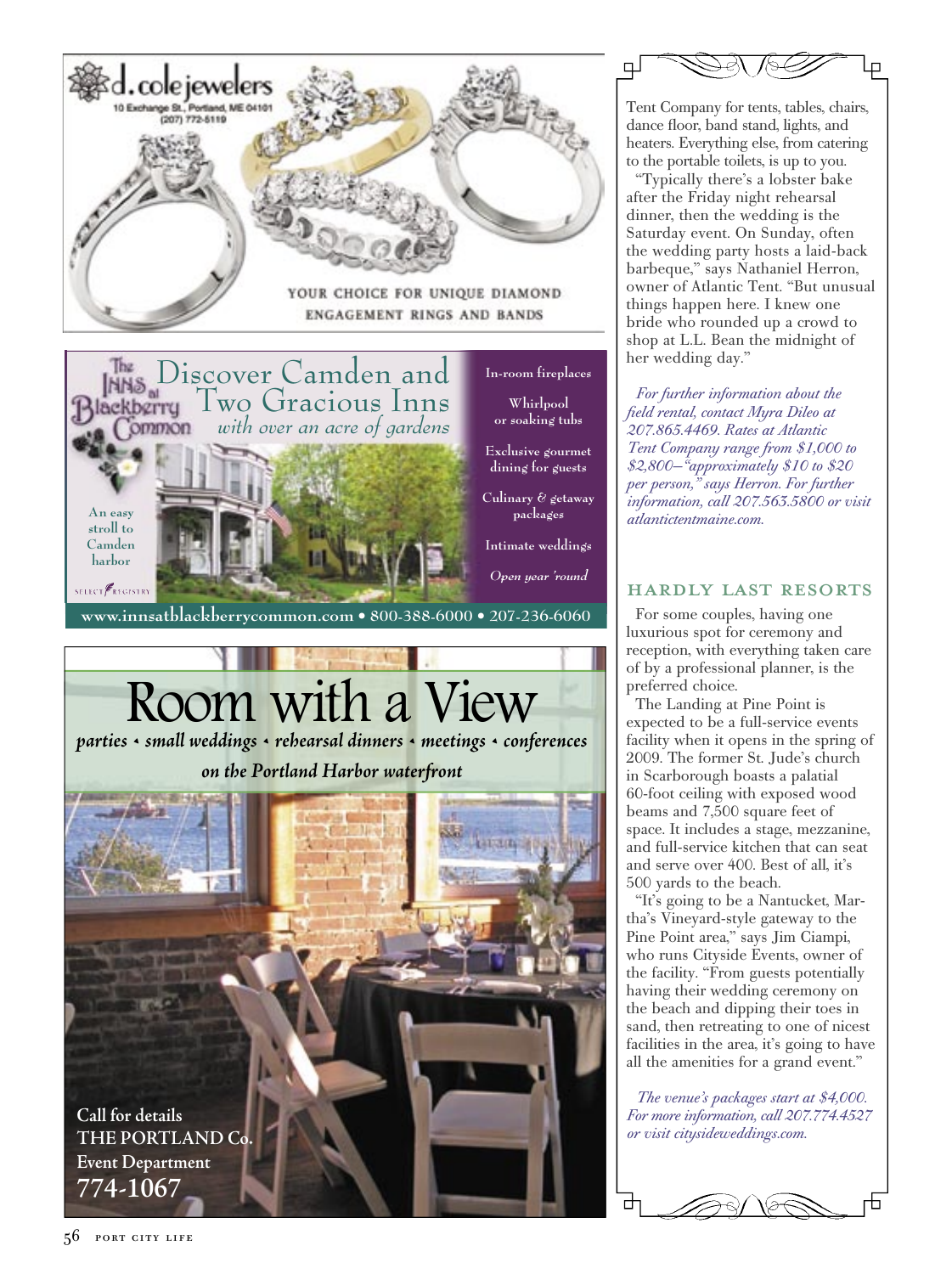d. cole jewelers
10 Exchange St., Portland, ME 04101
(207) 772-5119

YOUR CHOICE FOR UNIQUE DIAMOND ENGAGEMENT RINGS AND BANDS

The Inns at Blackberry Common

Discover Camden and Two Gracious Inns *with over an acre of gardens*

An easy stroll to Camden harbor

In-room fireplaces

Whirlpool or soaking tubs

Exclusive gourmet dining for guests

Culinary & getaway packages

Intimate weddings

*Open year 'round*

Select Registry

www.innsatblackberrycommon.com • 800-388-6000 • 207-236-6060

# Room with a View

*parties • small weddings • rehearsal dinners • meetings • conferences*

*on the Portland Harbor waterfront*

**Call for details**
**THE PORTLAND Co.**
**Event Department**
**774-1067**

Tent Company for tents, tables, chairs, dance floor, band stand, lights, and heaters. Everything else, from catering to the portable toilets, is up to you.

"Typically there's a lobster bake after the Friday night rehearsal dinner, then the wedding is the Saturday event. On Sunday, often the wedding party hosts a laid-back barbeque," says Nathaniel Herron, owner of Atlantic Tent. "But unusual things happen here. I knew one bride who rounded up a crowd to shop at L.L. Bean the midnight of her wedding day."

*For further information about the field rental, contact Myra Dileo at 207.865.4469. Rates at Atlantic Tent Company range from $1,000 to $2,800—"approximately $10 to $20 per person," says Herron. For further information, call 207.563.5800 or visit atlantictentmaine.com.*

## HARDLY LAST RESORTS

For some couples, having one luxurious spot for ceremony and reception, with everything taken care of by a professional planner, is the preferred choice.

The Landing at Pine Point is expected to be a full-service events facility when it opens in the spring of 2009. The former St. Jude's church in Scarborough boasts a palatial 60-foot ceiling with exposed wood beams and 7,500 square feet of space. It includes a stage, mezzanine, and full-service kitchen that can seat and serve over 400. Best of all, it's 500 yards to the beach.

"It's going to be a Nantucket, Martha's Vineyard-style gateway to the Pine Point area," says Jim Ciampi, who runs Cityside Events, owner of the facility. "From guests potentially having their wedding ceremony on the beach and dipping their toes in sand, then retreating to one of nicest facilities in the area, it's going to have all the amenities for a grand event."

*The venue's packages start at $4,000. For more information, call 207.774.4527 or visit citysideweddings.com.*